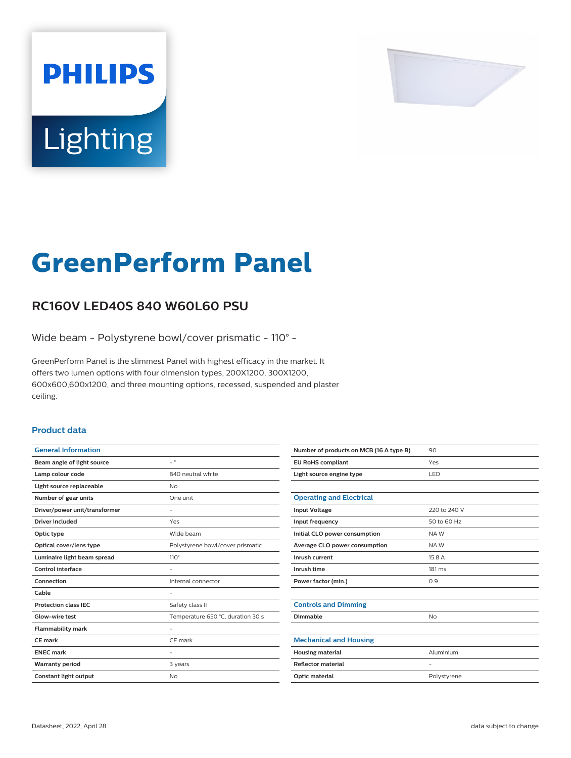# GreenPerform Panel

## RC160V LED40S 840 W60L60 PSU

Wide beam - Polystyrene bowl/cover prismatic - 110° -

GreenPerform Panel is the slimmest Panel with highest efficacy in the market. It offers two lumen options with four dimension types, 200X1200, 300X1200, 600x600,600x1200, and three mounting options, recessed, suspended and plaster ceiling.

### Product data

| General Information | |
|---|---|
| Beam angle of light source | - ° |
| Lamp colour code | 840 neutral white |
| Light source replaceable | No |
| Number of gear units | One unit |
| Driver/power unit/transformer | - |
| Driver included | Yes |
| Optic type | Wide beam |
| Optical cover/lens type | Polystyrene bowl/cover prismatic |
| Luminaire light beam spread | 110° |
| Control interface | - |
| Connection | Internal connector |
| Cable | - |
| Protection class IEC | Safety class II |
| Glow-wire test | Temperature 650 °C, duration 30 s |
| Flammability mark | - |
| CE mark | CE mark |
| ENEC mark | - |
| Warranty period | 3 years |
| Constant light output | No |
| Number of products on MCB (16 A type B) | 90 |
| EU RoHS compliant | Yes |
| Light source engine type | LED |

| Operating and Electrical | |
|---|---|
| Input Voltage | 220 to 240 V |
| Input frequency | 50 to 60 Hz |
| Initial CLO power consumption | NA W |
| Average CLO power consumption | NA W |
| Inrush current | 15.8 A |
| Inrush time | 181 ms |
| Power factor (min.) | 0.9 |

| Controls and Dimming | |
|---|---|
| Dimmable | No |

| Mechanical and Housing | |
|---|---|
| Housing material | Aluminium |
| Reflector material | - |
| Optic material | Polystyrene |

Datasheet, 2022, April 28

data subject to change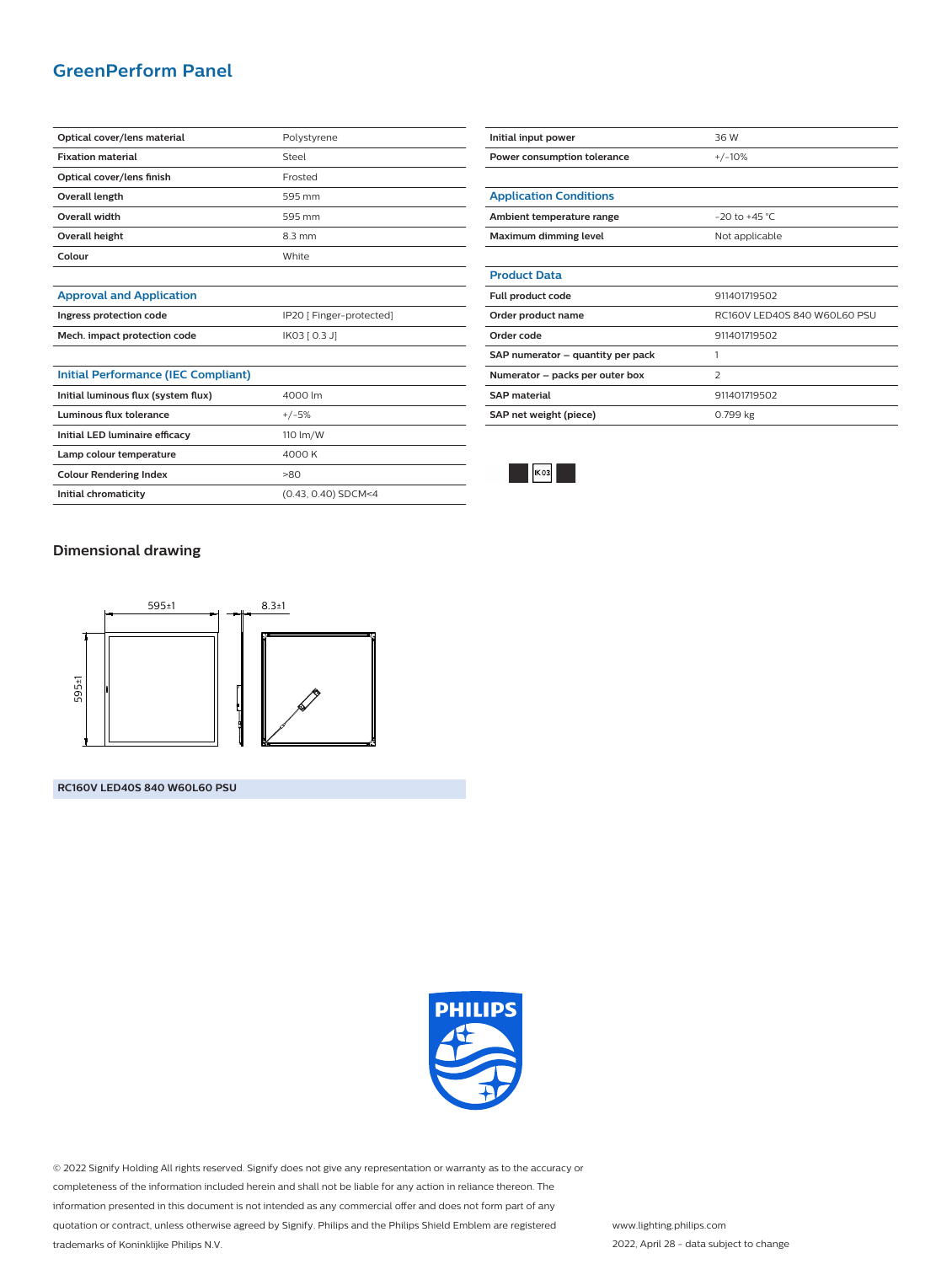# GreenPerform Panel

| | |
|---|---|
| Optical cover/lens material | Polystyrene |
| Fixation material | Steel |
| Optical cover/lens finish | Frosted |
| Overall length | 595 mm |
| Overall width | 595 mm |
| Overall height | 8.3 mm |
| Colour | White |

## Approval and Application

| | |
|---|---|
| Ingress protection code | IP20 [ Finger-protected] |
| Mech. impact protection code | IK03 [ 0.3 J] |

## Initial Performance (IEC Compliant)

| | |
|---|---|
| Initial luminous flux (system flux) | 4000 lm |
| Luminous flux tolerance | +/-5% |
| Initial LED luminaire efficacy | 110 lm/W |
| Lamp colour temperature | 4000 K |
| Colour Rendering Index | >80 |
| Initial chromaticity | (0.43, 0.40) SDCM<4 |

| | |
|---|---|
| Initial input power | 36 W |
| Power consumption tolerance | +/-10% |

## Application Conditions

| | |
|---|---|
| Ambient temperature range | -20 to +45 °C |
| Maximum dimming level | Not applicable |

## Product Data

| | |
|---|---|
| Full product code | 911401719502 |
| Order product name | RC160V LED40S 840 W60L60 PSU |
| Order code | 911401719502 |
| SAP numerator – quantity per pack | 1 |
| Numerator – packs per outer box | 2 |
| SAP material | 911401719502 |
| SAP net weight (piece) | 0.799 kg |

IK03

## Dimensional drawing

595±1

8.3±1

595±1

RC160V LED40S 840 W60L60 PSU

© 2022 Signify Holding All rights reserved. Signify does not give any representation or warranty as to the accuracy or completeness of the information included herein and shall not be liable for any action in reliance thereon. The information presented in this document is not intended as any commercial offer and does not form part of any quotation or contract, unless otherwise agreed by Signify. Philips and the Philips Shield Emblem are registered trademarks of Koninklijke Philips N.V.

www.lighting.philips.com

2022, April 28 - data subject to change